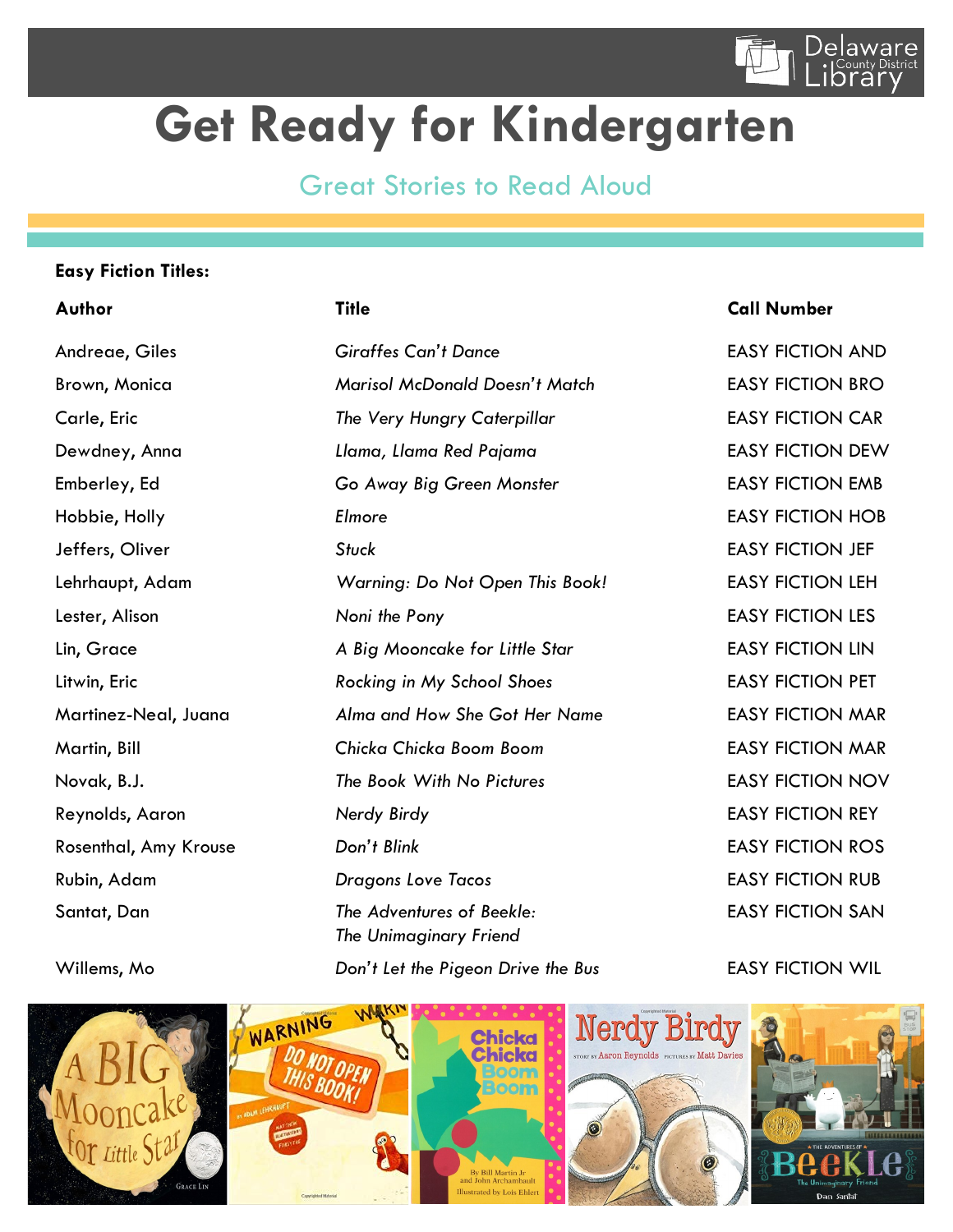Delaware County District Library

# Get Ready for Kindergarten

## Great Stories to Read Aloud

**Easy Fiction Titles:**

| Author | Title | Call Number |
|---|---|---|
| Andreae, Giles | *Giraffes Can't Dance* | EASY FICTION AND |
| Brown, Monica | *Marisol McDonald Doesn't Match* | EASY FICTION BRO |
| Carle, Eric | *The Very Hungry Caterpillar* | EASY FICTION CAR |
| Dewdney, Anna | *Llama, Llama Red Pajama* | EASY FICTION DEW |
| Emberley, Ed | *Go Away Big Green Monster* | EASY FICTION EMB |
| Hobbie, Holly | *Elmore* | EASY FICTION HOB |
| Jeffers, Oliver | *Stuck* | EASY FICTION JEF |
| Lehrhaupt, Adam | *Warning: Do Not Open This Book!* | EASY FICTION LEH |
| Lester, Alison | *Noni the Pony* | EASY FICTION LES |
| Lin, Grace | *A Big Mooncake for Little Star* | EASY FICTION LIN |
| Litwin, Eric | *Rocking in My School Shoes* | EASY FICTION PET |
| Martinez-Neal, Juana | *Alma and How She Got Her Name* | EASY FICTION MAR |
| Martin, Bill | *Chicka Chicka Boom Boom* | EASY FICTION MAR |
| Novak, B.J. | *The Book With No Pictures* | EASY FICTION NOV |
| Reynolds, Aaron | *Nerdy Birdy* | EASY FICTION REY |
| Rosenthal, Amy Krouse | *Don't Blink* | EASY FICTION ROS |
| Rubin, Adam | *Dragons Love Tacos* | EASY FICTION RUB |
| Santat, Dan | *The Adventures of Beekle: The Unimaginary Friend* | EASY FICTION SAN |
| Willems, Mo | *Don't Let the Pigeon Drive the Bus* | EASY FICTION WIL |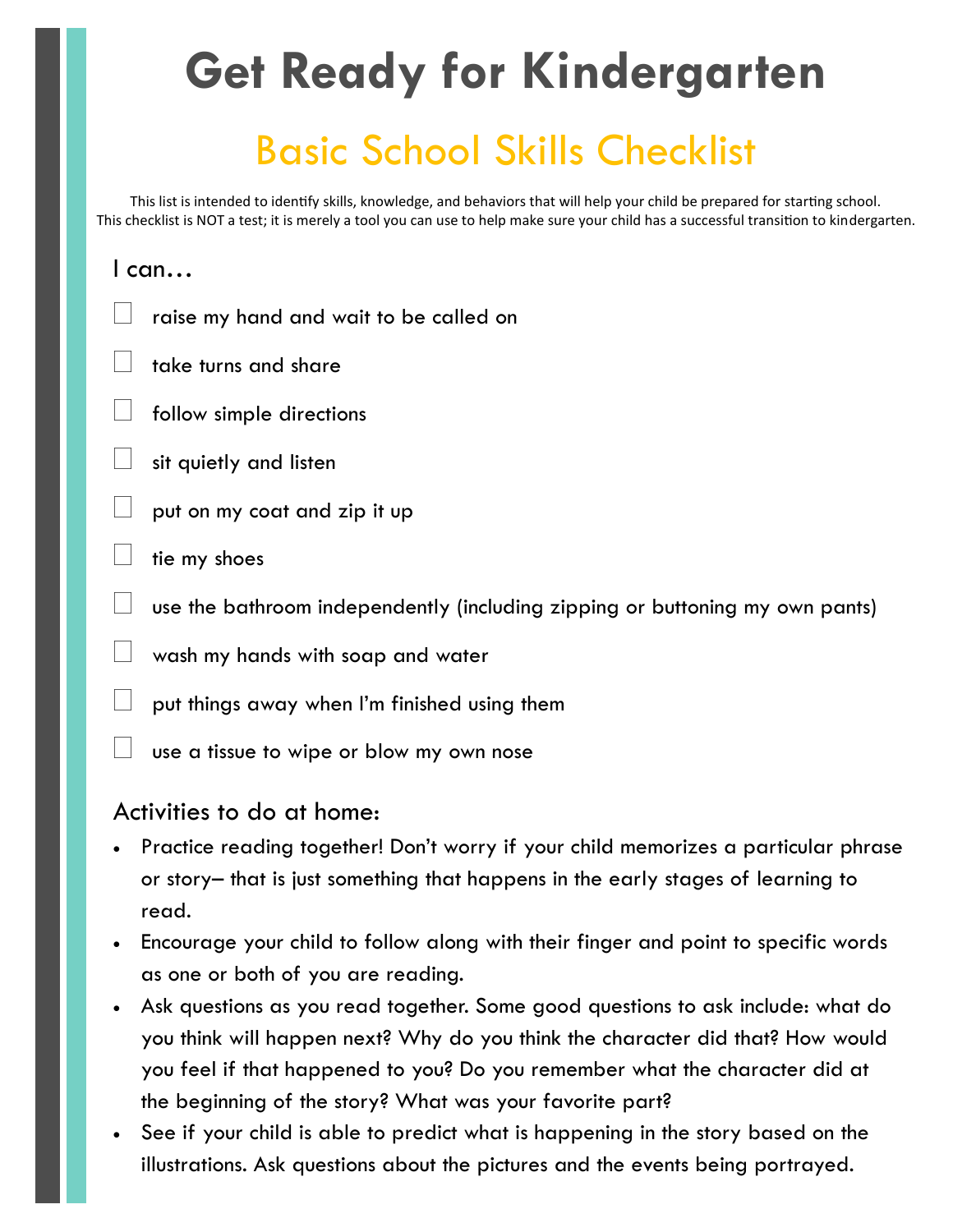# Get Ready for Kindergarten

## Basic School Skills Checklist

This list is intended to identify skills, knowledge, and behaviors that will help your child be prepared for starting school. This checklist is NOT a test; it is merely a tool you can use to help make sure your child has a successful transition to kindergarten.

I can…

- [ ] raise my hand and wait to be called on
- [ ] take turns and share
- [ ] follow simple directions
- [ ] sit quietly and listen
- [ ] put on my coat and zip it up
- [ ] tie my shoes
- [ ] use the bathroom independently (including zipping or buttoning my own pants)
- [ ] wash my hands with soap and water
- [ ] put things away when I'm finished using them
- [ ] use a tissue to wipe or blow my own nose

### Activities to do at home:

- Practice reading together! Don't worry if your child memorizes a particular phrase or story– that is just something that happens in the early stages of learning to read.
- Encourage your child to follow along with their finger and point to specific words as one or both of you are reading.
- Ask questions as you read together. Some good questions to ask include: what do you think will happen next? Why do you think the character did that? How would you feel if that happened to you? Do you remember what the character did at the beginning of the story? What was your favorite part?
- See if your child is able to predict what is happening in the story based on the illustrations. Ask questions about the pictures and the events being portrayed.